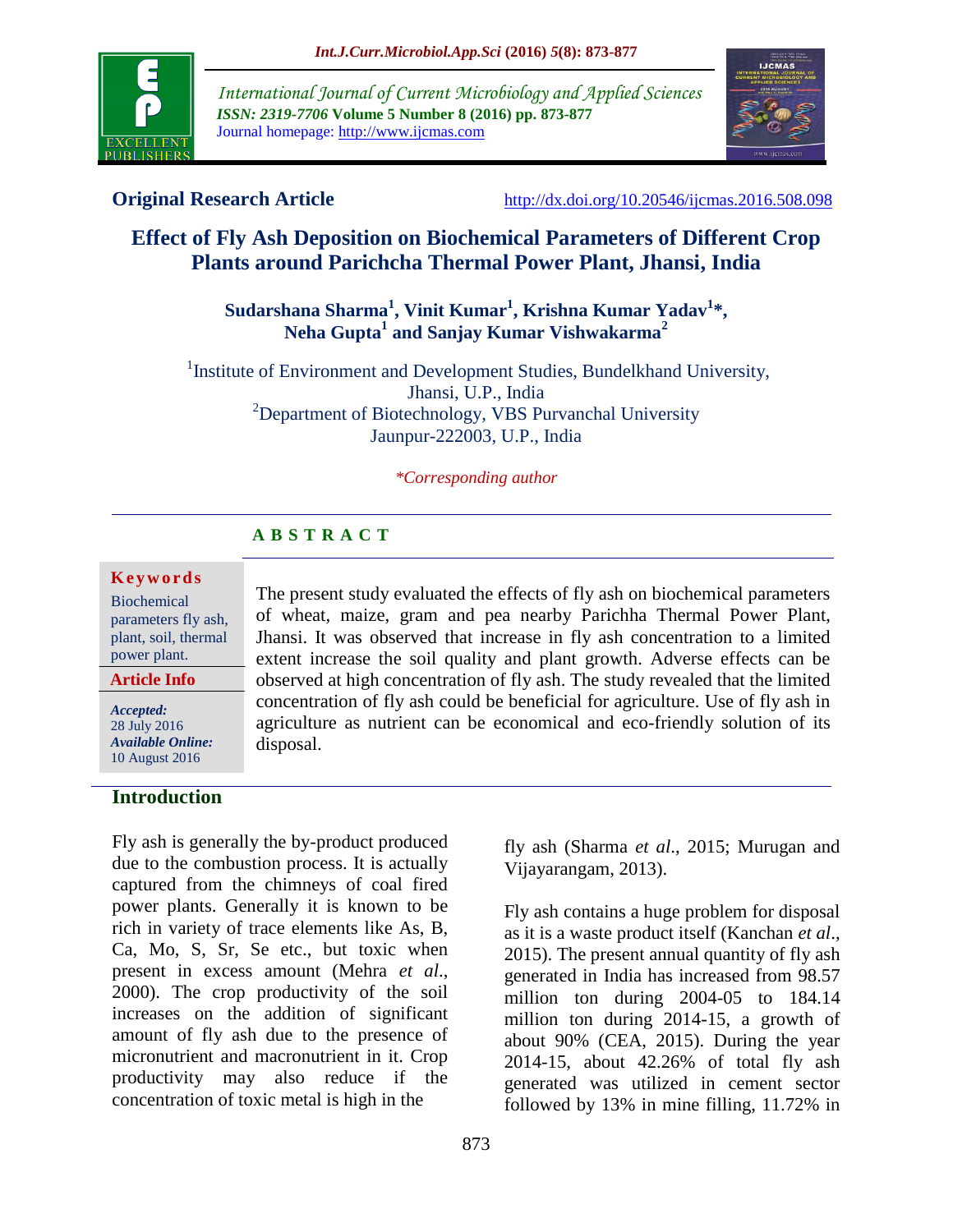**Original Research Article** http://dx.doi.org/10.20546/ijcmas.2016.508.098

# Effect of Fly Ash Deposition on Biochemical Parameters of Different Crop Plants around Parichcha Thermal Power Plant, Jhansi, India

**Sudarshana Sharma[1], Vinit Kumar[1], Krishna Kumar Yadav[1]\*, Neha Gupta[1] and Sanjay Kumar Vishwakarma[2]**

[1]Institute of Environment and Development Studies, Bundelkhand University, Jhansi, U.P., India
[2]Department of Biotechnology, VBS Purvanchal University Jaunpur-222003, U.P., India

*\*Corresponding author*

## A B S T R A C T

**Keywords**

Biochemical parameters fly ash, plant, soil, thermal power plant.

**Article Info**

*Accepted:* 28 July 2016
*Available Online:* 10 August 2016

The present study evaluated the effects of fly ash on biochemical parameters of wheat, maize, gram and pea nearby Parichha Thermal Power Plant, Jhansi. It was observed that increase in fly ash concentration to a limited extent increase the soil quality and plant growth. Adverse effects can be observed at high concentration of fly ash. The study revealed that the limited concentration of fly ash could be beneficial for agriculture. Use of fly ash in agriculture as nutrient can be economical and eco-friendly solution of its disposal.

## Introduction

Fly ash is generally the by-product produced due to the combustion process. It is actually captured from the chimneys of coal fired power plants. Generally it is known to be rich in variety of trace elements like As, B, Ca, Mo, S, Sr, Se etc., but toxic when present in excess amount (Mehra *et al*., 2000). The crop productivity of the soil increases on the addition of significant amount of fly ash due to the presence of micronutrient and macronutrient in it. Crop productivity may also reduce if the concentration of toxic metal is high in the fly ash (Sharma *et al*., 2015; Murugan and Vijayarangam, 2013).

Fly ash contains a huge problem for disposal as it is a waste product itself (Kanchan *et al*., 2015). The present annual quantity of fly ash generated in India has increased from 98.57 million ton during 2004-05 to 184.14 million ton during 2014-15, a growth of about 90% (CEA, 2015). During the year 2014-15, about 42.26% of total fly ash generated was utilized in cement sector followed by 13% in mine filling, 11.72% in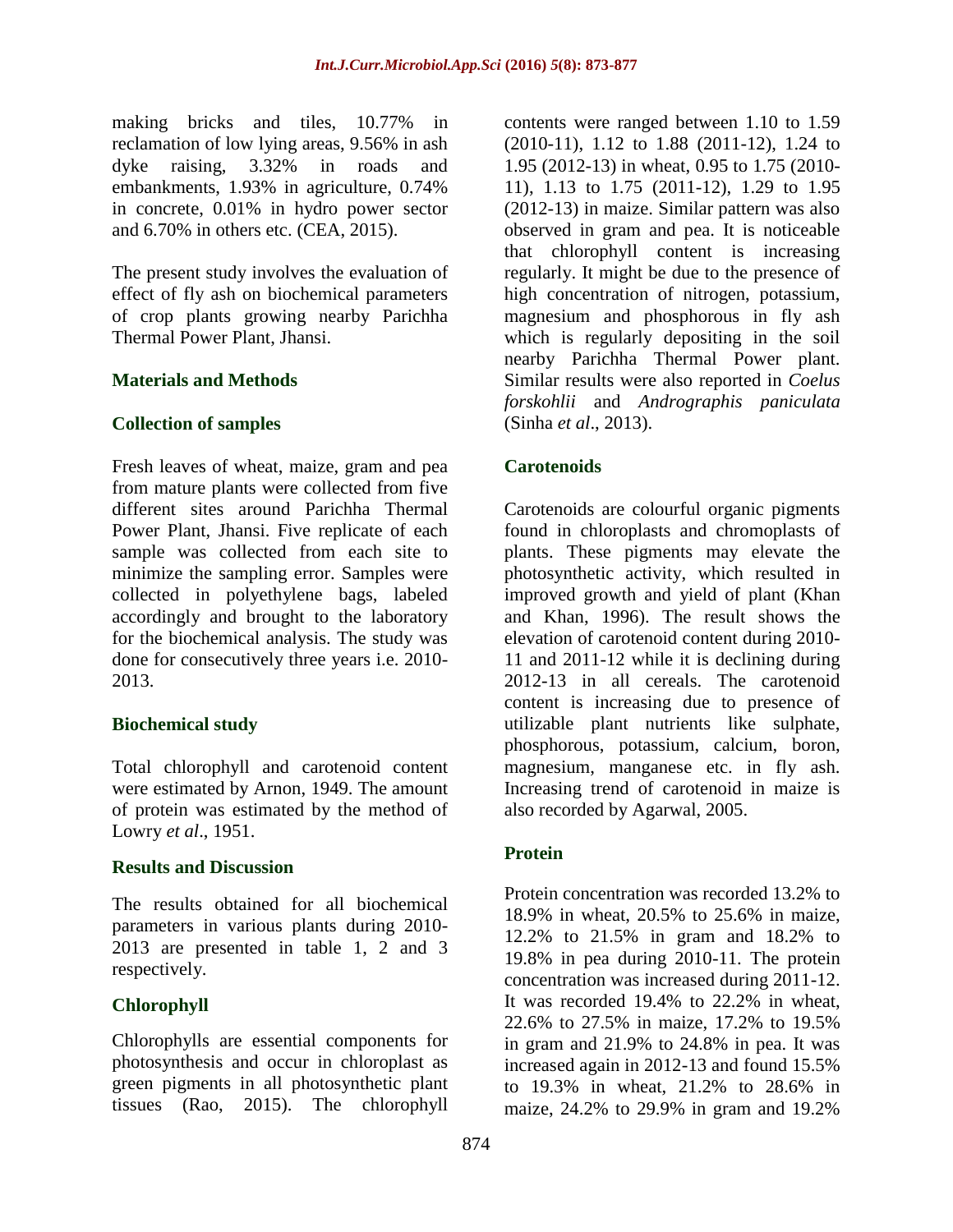making bricks and tiles, 10.77% in reclamation of low lying areas, 9.56% in ash dyke raising, 3.32% in roads and embankments, 1.93% in agriculture, 0.74% in concrete, 0.01% in hydro power sector and 6.70% in others etc. (CEA, 2015).

The present study involves the evaluation of effect of fly ash on biochemical parameters of crop plants growing nearby Parichha Thermal Power Plant, Jhansi.

## Materials and Methods

### Collection of samples

Fresh leaves of wheat, maize, gram and pea from mature plants were collected from five different sites around Parichha Thermal Power Plant, Jhansi. Five replicate of each sample was collected from each site to minimize the sampling error. Samples were collected in polyethylene bags, labeled accordingly and brought to the laboratory for the biochemical analysis. The study was done for consecutively three years i.e. 2010-2013.

### Biochemical study

Total chlorophyll and carotenoid content were estimated by Arnon, 1949. The amount of protein was estimated by the method of Lowry *et al*., 1951.

## Results and Discussion

The results obtained for all biochemical parameters in various plants during 2010-2013 are presented in table 1, 2 and 3 respectively.

### Chlorophyll

Chlorophylls are essential components for photosynthesis and occur in chloroplast as green pigments in all photosynthetic plant tissues (Rao, 2015). The chlorophyll contents were ranged between 1.10 to 1.59 (2010-11), 1.12 to 1.88 (2011-12), 1.24 to 1.95 (2012-13) in wheat, 0.95 to 1.75 (2010-11), 1.13 to 1.75 (2011-12), 1.29 to 1.95 (2012-13) in maize. Similar pattern was also observed in gram and pea. It is noticeable that chlorophyll content is increasing regularly. It might be due to the presence of high concentration of nitrogen, potassium, magnesium and phosphorous in fly ash which is regularly depositing in the soil nearby Parichha Thermal Power plant. Similar results were also reported in *Coelus forskohlii* and *Andrographis paniculata* (Sinha *et al*., 2013).

### Carotenoids

Carotenoids are colourful organic pigments found in chloroplasts and chromoplasts of plants. These pigments may elevate the photosynthetic activity, which resulted in improved growth and yield of plant (Khan and Khan, 1996). The result shows the elevation of carotenoid content during 2010-11 and 2011-12 while it is declining during 2012-13 in all cereals. The carotenoid content is increasing due to presence of utilizable plant nutrients like sulphate, phosphorous, potassium, calcium, boron, magnesium, manganese etc. in fly ash. Increasing trend of carotenoid in maize is also recorded by Agarwal, 2005.

### Protein

Protein concentration was recorded 13.2% to 18.9% in wheat, 20.5% to 25.6% in maize, 12.2% to 21.5% in gram and 18.2% to 19.8% in pea during 2010-11. The protein concentration was increased during 2011-12. It was recorded 19.4% to 22.2% in wheat, 22.6% to 27.5% in maize, 17.2% to 19.5% in gram and 21.9% to 24.8% in pea. It was increased again in 2012-13 and found 15.5% to 19.3% in wheat, 21.2% to 28.6% in maize, 24.2% to 29.9% in gram and 19.2%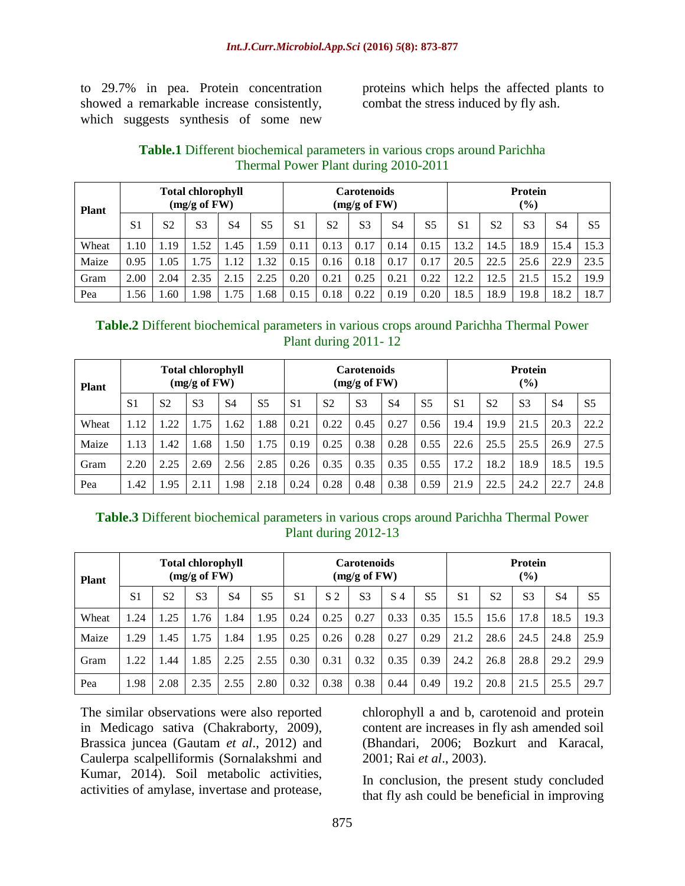to 29.7% in pea. Protein concentration showed a remarkable increase consistently, which suggests synthesis of some new proteins which helps the affected plants to combat the stress induced by fly ash.

**Table.1** Different biochemical parameters in various crops around Parichha Thermal Power Plant during 2010-2011

| Plant | Total chlorophyll (mg/g of FW) | | | | | Carotenoids (mg/g of FW) | | | | | Protein (%) | | | | |
|---|---|---|---|---|---|---|---|---|---|---|---|---|---|---|---|
| | S1 | S2 | S3 | S4 | S5 | S1 | S2 | S3 | S4 | S5 | S1 | S2 | S3 | S4 | S5 |
| Wheat | 1.10 | 1.19 | 1.52 | 1.45 | 1.59 | 0.11 | 0.13 | 0.17 | 0.14 | 0.15 | 13.2 | 14.5 | 18.9 | 15.4 | 15.3 |
| Maize | 0.95 | 1.05 | 1.75 | 1.12 | 1.32 | 0.15 | 0.16 | 0.18 | 0.17 | 0.17 | 20.5 | 22.5 | 25.6 | 22.9 | 23.5 |
| Gram | 2.00 | 2.04 | 2.35 | 2.15 | 2.25 | 0.20 | 0.21 | 0.25 | 0.21 | 0.22 | 12.2 | 12.5 | 21.5 | 15.2 | 19.9 |
| Pea | 1.56 | 1.60 | 1.98 | 1.75 | 1.68 | 0.15 | 0.18 | 0.22 | 0.19 | 0.20 | 18.5 | 18.9 | 19.8 | 18.2 | 18.7 |

**Table.2** Different biochemical parameters in various crops around Parichha Thermal Power Plant during 2011- 12

| Plant | Total chlorophyll (mg/g of FW) | | | | | Carotenoids (mg/g of FW) | | | | | Protein (%) | | | | |
|---|---|---|---|---|---|---|---|---|---|---|---|---|---|---|---|
| | S1 | S2 | S3 | S4 | S5 | S1 | S2 | S3 | S4 | S5 | S1 | S2 | S3 | S4 | S5 |
| Wheat | 1.12 | 1.22 | 1.75 | 1.62 | 1.88 | 0.21 | 0.22 | 0.45 | 0.27 | 0.56 | 19.4 | 19.9 | 21.5 | 20.3 | 22.2 |
| Maize | 1.13 | 1.42 | 1.68 | 1.50 | 1.75 | 0.19 | 0.25 | 0.38 | 0.28 | 0.55 | 22.6 | 25.5 | 25.5 | 26.9 | 27.5 |
| Gram | 2.20 | 2.25 | 2.69 | 2.56 | 2.85 | 0.26 | 0.35 | 0.35 | 0.35 | 0.55 | 17.2 | 18.2 | 18.9 | 18.5 | 19.5 |
| Pea | 1.42 | 1.95 | 2.11 | 1.98 | 2.18 | 0.24 | 0.28 | 0.48 | 0.38 | 0.59 | 21.9 | 22.5 | 24.2 | 22.7 | 24.8 |

**Table.3** Different biochemical parameters in various crops around Parichha Thermal Power Plant during 2012-13

| Plant | Total chlorophyll (mg/g of FW) | | | | | Carotenoids (mg/g of FW) | | | | | Protein (%) | | | | |
|---|---|---|---|---|---|---|---|---|---|---|---|---|---|---|---|
| | S1 | S2 | S3 | S4 | S5 | S1 | S 2 | S3 | S 4 | S5 | S1 | S2 | S3 | S4 | S5 |
| Wheat | 1.24 | 1.25 | 1.76 | 1.84 | 1.95 | 0.24 | 0.25 | 0.27 | 0.33 | 0.35 | 15.5 | 15.6 | 17.8 | 18.5 | 19.3 |
| Maize | 1.29 | 1.45 | 1.75 | 1.84 | 1.95 | 0.25 | 0.26 | 0.28 | 0.27 | 0.29 | 21.2 | 28.6 | 24.5 | 24.8 | 25.9 |
| Gram | 1.22 | 1.44 | 1.85 | 2.25 | 2.55 | 0.30 | 0.31 | 0.32 | 0.35 | 0.39 | 24.2 | 26.8 | 28.8 | 29.2 | 29.9 |
| Pea | 1.98 | 2.08 | 2.35 | 2.55 | 2.80 | 0.32 | 0.38 | 0.38 | 0.44 | 0.49 | 19.2 | 20.8 | 21.5 | 25.5 | 29.7 |

The similar observations were also reported in Medicago sativa (Chakraborty, 2009), Brassica juncea (Gautam *et al*., 2012) and Caulerpa scalpelliformis (Sornalakshmi and Kumar, 2014). Soil metabolic activities, activities of amylase, invertase and protease, chlorophyll a and b, carotenoid and protein content are increases in fly ash amended soil (Bhandari, 2006; Bozkurt and Karacal, 2001; Rai *et al*., 2003).

In conclusion, the present study concluded that fly ash could be beneficial in improving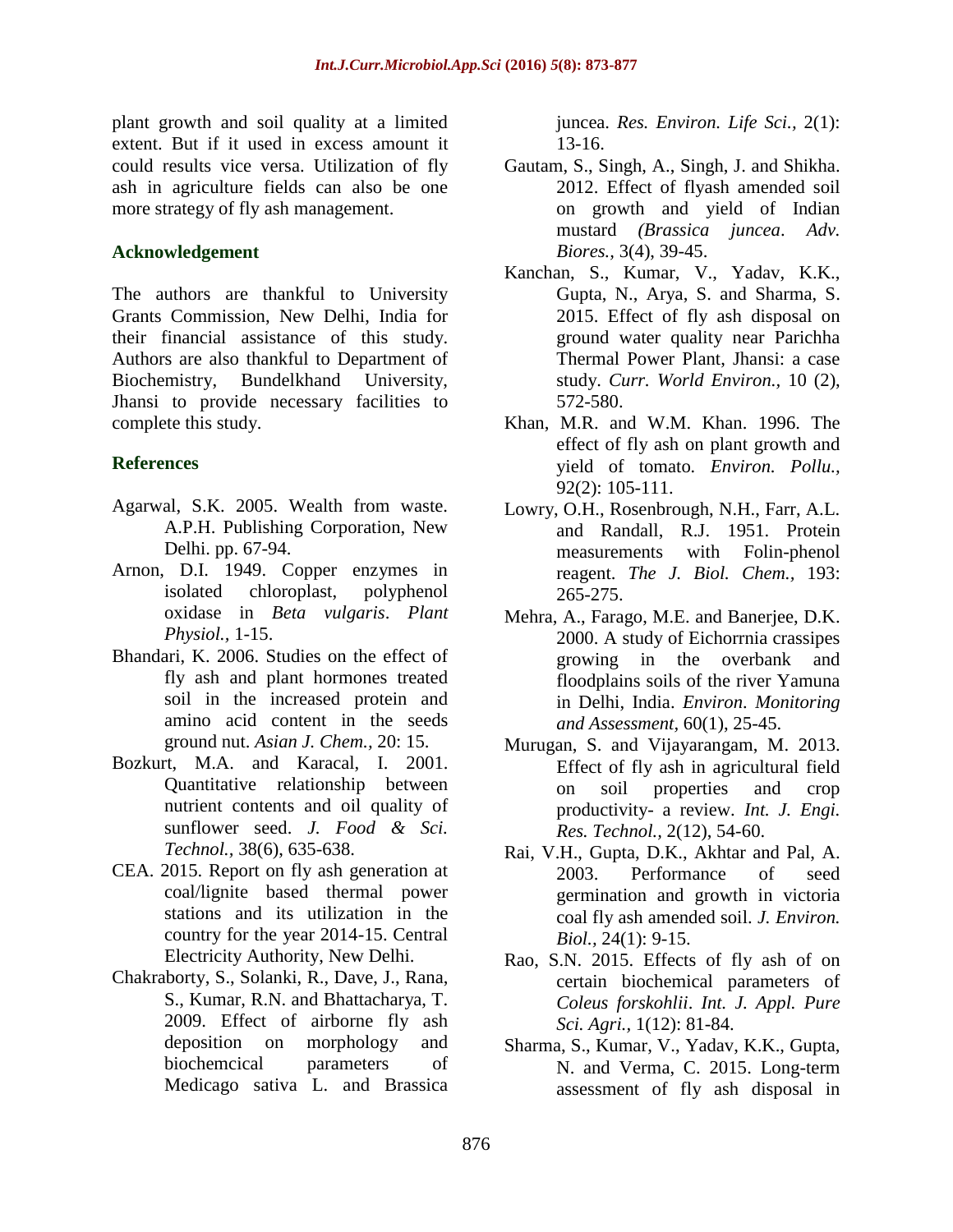plant growth and soil quality at a limited extent. But if it used in excess amount it could results vice versa. Utilization of fly ash in agriculture fields can also be one more strategy of fly ash management.

## Acknowledgement

The authors are thankful to University Grants Commission, New Delhi, India for their financial assistance of this study. Authors are also thankful to Department of Biochemistry, Bundelkhand University, Jhansi to provide necessary facilities to complete this study.

## References

Agarwal, S.K. 2005. Wealth from waste. A.P.H. Publishing Corporation, New Delhi. pp. 67-94.

Arnon, D.I. 1949. Copper enzymes in isolated chloroplast, polyphenol oxidase in *Beta vulgaris*. *Plant Physiol.*, 1-15.

Bhandari, K. 2006. Studies on the effect of fly ash and plant hormones treated soil in the increased protein and amino acid content in the seeds ground nut. *Asian J. Chem.*, 20: 15.

Bozkurt, M.A. and Karacal, I. 2001. Quantitative relationship between nutrient contents and oil quality of sunflower seed. *J. Food & Sci. Technol.*, 38(6), 635-638.

CEA. 2015. Report on fly ash generation at coal/lignite based thermal power stations and its utilization in the country for the year 2014-15. Central Electricity Authority, New Delhi.

Chakraborty, S., Solanki, R., Dave, J., Rana, S., Kumar, R.N. and Bhattacharya, T. 2009. Effect of airborne fly ash deposition on morphology and biochemcical parameters of Medicago sativa L. and Brassica juncea. *Res. Environ. Life Sci.*, 2(1): 13-16.

Gautam, S., Singh, A., Singh, J. and Shikha. 2012. Effect of flyash amended soil on growth and yield of Indian mustard *(Brassica juncea*. *Adv. Biores.*, 3(4), 39-45.

Kanchan, S., Kumar, V., Yadav, K.K., Gupta, N., Arya, S. and Sharma, S. 2015. Effect of fly ash disposal on ground water quality near Parichha Thermal Power Plant, Jhansi: a case study. *Curr. World Environ.*, 10 (2), 572-580.

Khan, M.R. and W.M. Khan. 1996. The effect of fly ash on plant growth and yield of tomato. *Environ. Pollu.*, 92(2): 105-111.

Lowry, O.H., Rosenbrough, N.H., Farr, A.L. and Randall, R.J. 1951. Protein measurements with Folin-phenol reagent. *The J. Biol. Chem.*, 193: 265-275.

Mehra, A., Farago, M.E. and Banerjee, D.K. 2000. A study of Eichorrnia crassipes growing in the overbank and floodplains soils of the river Yamuna in Delhi, India. *Environ. Monitoring and Assessment,* 60(1), 25-45.

Murugan, S. and Vijayarangam, M. 2013. Effect of fly ash in agricultural field on soil properties and crop productivity- a review. *Int. J. Engi. Res. Technol.,* 2(12), 54-60.

Rai, V.H., Gupta, D.K., Akhtar and Pal, A. 2003. Performance of seed germination and growth in victoria coal fly ash amended soil. *J. Environ. Biol.*, 24(1): 9-15.

Rao, S.N. 2015. Effects of fly ash of on certain biochemical parameters of *Coleus forskohlii*. *Int. J. Appl. Pure Sci. Agri.*, 1(12): 81-84.

Sharma, S., Kumar, V., Yadav, K.K., Gupta, N. and Verma, C. 2015. Long-term assessment of fly ash disposal in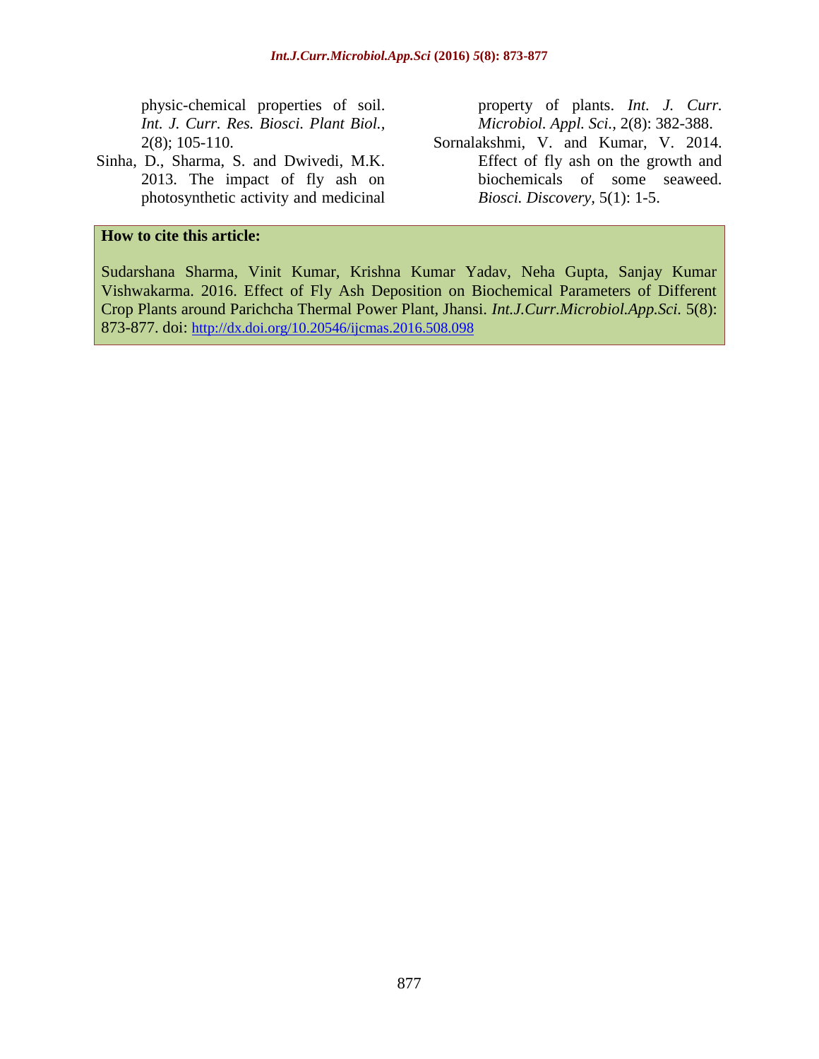physic-chemical properties of soil. *Int. J. Curr. Res. Biosci. Plant Biol.*, 2(8); 105-110.

Sinha, D., Sharma, S. and Dwivedi, M.K. 2013. The impact of fly ash on photosynthetic activity and medicinal property of plants. *Int. J. Curr. Microbiol. Appl. Sci.*, 2(8): 382-388.

Sornalakshmi, V. and Kumar, V. 2014. Effect of fly ash on the growth and biochemicals of some seaweed. *Biosci. Discovery*, 5(1): 1-5.

**How to cite this article:**

Sudarshana Sharma, Vinit Kumar, Krishna Kumar Yadav, Neha Gupta, Sanjay Kumar Vishwakarma. 2016. Effect of Fly Ash Deposition on Biochemical Parameters of Different Crop Plants around Parichcha Thermal Power Plant, Jhansi. *Int.J.Curr.Microbiol.App.Sci.* 5(8): 873-877. doi: http://dx.doi.org/10.20546/ijcmas.2016.508.098